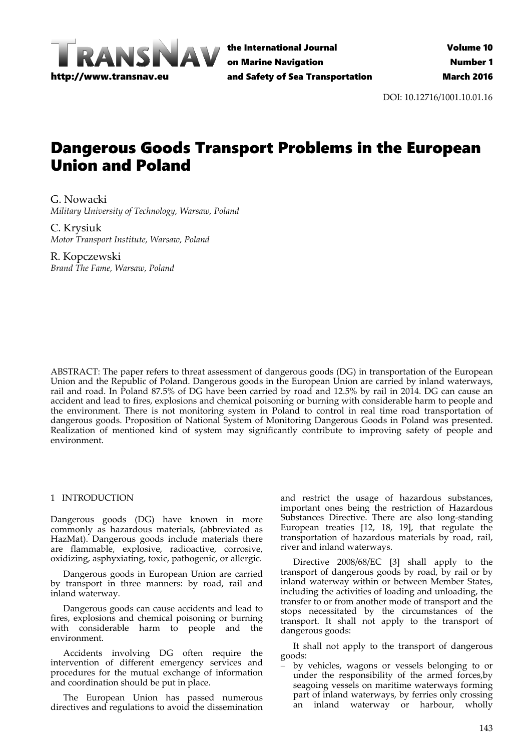DOI: 10.12716/1001.10.01.16

# Dangerous Goods Transport Problems in the European Union and Poland

G. Nowacki
*Military University of Technology, Warsaw, Poland*

C. Krysiuk
*Motor Transport Institute, Warsaw, Poland*

R. Kopczewski
*Brand The Fame, Warsaw, Poland*

ABSTRACT: The paper refers to threat assessment of dangerous goods (DG) in transportation of the European Union and the Republic of Poland. Dangerous goods in the European Union are carried by inland waterways, rail and road. In Poland 87.5% of DG have been carried by road and 12.5% by rail in 2014. DG can cause an accident and lead to fires, explosions and chemical poisoning or burning with considerable harm to people and the environment. There is not monitoring system in Poland to control in real time road transportation of dangerous goods. Proposition of National System of Monitoring Dangerous Goods in Poland was presented. Realization of mentioned kind of system may significantly contribute to improving safety of people and environment.

## 1 INTRODUCTION

Dangerous goods (DG) have known in more commonly as hazardous materials, (abbreviated as HazMat). Dangerous goods include materials there are flammable, explosive, radioactive, corrosive, oxidizing, asphyxiating, toxic, pathogenic, or allergic.

Dangerous goods in European Union are carried by transport in three manners: by road, rail and inland waterway.

Dangerous goods can cause accidents and lead to fires, explosions and chemical poisoning or burning with considerable harm to people and the environment.

Accidents involving DG often require the intervention of different emergency services and procedures for the mutual exchange of information and coordination should be put in place.

The European Union has passed numerous directives and regulations to avoid the dissemination and restrict the usage of hazardous substances, important ones being the restriction of Hazardous Substances Directive. There are also long-standing European treaties [12, 18, 19], that regulate the transportation of hazardous materials by road, rail, river and inland waterways.

Directive 2008/68/EC [3] shall apply to the transport of dangerous goods by road, by rail or by inland waterway within or between Member States, including the activities of loading and unloading, the transfer to or from another mode of transport and the stops necessitated by the circumstances of the transport. It shall not apply to the transport of dangerous goods:

It shall not apply to the transport of dangerous goods:

- by vehicles, wagons or vessels belonging to or under the responsibility of the armed forces,by seagoing vessels on maritime waterways forming part of inland waterways, by ferries only crossing an inland waterway or harbour, wholly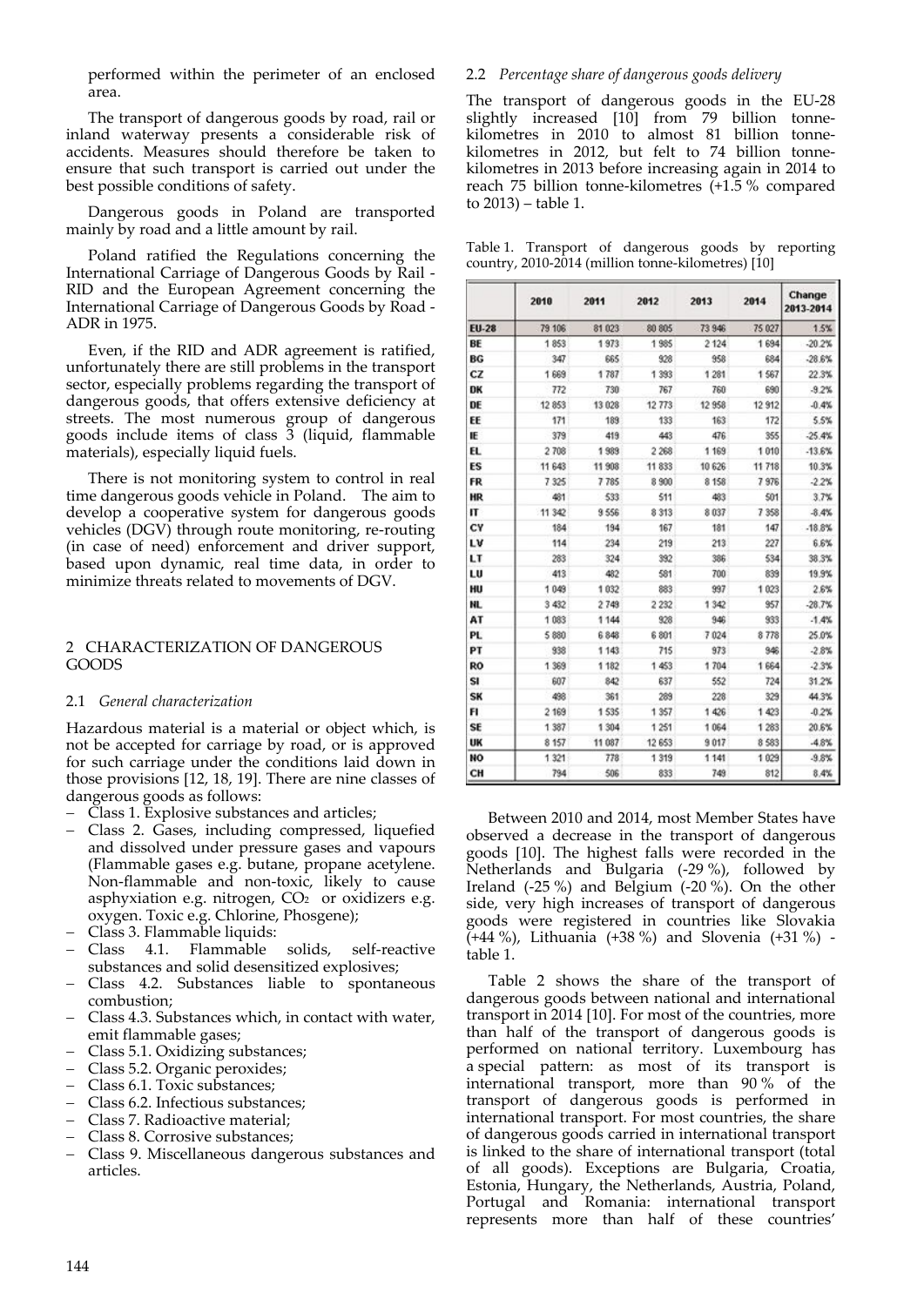performed within the perimeter of an enclosed area.

The transport of dangerous goods by road, rail or inland waterway presents a considerable risk of accidents. Measures should therefore be taken to ensure that such transport is carried out under the best possible conditions of safety.

Dangerous goods in Poland are transported mainly by road and a little amount by rail.

Poland ratified the Regulations concerning the International Carriage of Dangerous Goods by Rail - RID and the European Agreement concerning the International Carriage of Dangerous Goods by Road - ADR in 1975.

Even, if the RID and ADR agreement is ratified, unfortunately there are still problems in the transport sector, especially problems regarding the transport of dangerous goods, that offers extensive deficiency at streets. The most numerous group of dangerous goods include items of class 3 (liquid, flammable materials), especially liquid fuels.

There is not monitoring system to control in real time dangerous goods vehicle in Poland. The aim to develop a cooperative system for dangerous goods vehicles (DGV) through route monitoring, re-routing (in case of need) enforcement and driver support, based upon dynamic, real time data, in order to minimize threats related to movements of DGV.

## 2 CHARACTERIZATION OF DANGEROUS GOODS

### 2.1 *General characterization*

Hazardous material is a material or object which, is not be accepted for carriage by road, or is approved for such carriage under the conditions laid down in those provisions [12, 18, 19]. There are nine classes of dangerous goods as follows:

- Class 1. Explosive substances and articles;
- Class 2. Gases, including compressed, liquefied and dissolved under pressure gases and vapours (Flammable gases e.g. butane, propane acetylene. Non-flammable and non-toxic, likely to cause asphyxiation e.g. nitrogen, $CO_2$ or oxidizers e.g. oxygen. Toxic e.g. Chlorine, Phosgene);
- Class 3. Flammable liquids:
- Class 4.1. Flammable solids, self-reactive substances and solid desensitized explosives;
- Class 4.2. Substances liable to spontaneous combustion;
- Class 4.3. Substances which, in contact with water, emit flammable gases;
- Class 5.1. Oxidizing substances;
- Class 5.2. Organic peroxides;
- Class 6.1. Toxic substances;
- Class 6.2. Infectious substances;
- Class 7. Radioactive material;
- Class 8. Corrosive substances;
- Class 9. Miscellaneous dangerous substances and articles.

### 2.2 *Percentage share of dangerous goods delivery*

The transport of dangerous goods in the EU-28 slightly increased [10] from 79 billion tonne-kilometres in 2010 to almost 81 billion tonne-kilometres in 2012, but felt to 74 billion tonne-kilometres in 2013 before increasing again in 2014 to reach 75 billion tonne-kilometres (+1.5 % compared to 2013) – table 1.

Table 1. Transport of dangerous goods by reporting country, 2010-2014 (million tonne-kilometres) [10]

| | 2010 | 2011 | 2012 | 2013 | 2014 | Change 2013-2014 |
|---|---|---|---|---|---|---|
| EU-28 | 79 106 | 81 023 | 80 805 | 73 946 | 75 027 | 1.5% |
| BE | 1 853 | 1 973 | 1 985 | 2 124 | 1 694 | -20.2% |
| BG | 347 | 665 | 928 | 958 | 684 | -28.6% |
| CZ | 1 669 | 1 787 | 1 393 | 1 281 | 1 567 | 22.3% |
| DK | 772 | 730 | 767 | 760 | 690 | -9.2% |
| DE | 12 853 | 13 028 | 12 773 | 12 958 | 12 912 | -0.4% |
| EE | 171 | 189 | 133 | 163 | 172 | 5.5% |
| IE | 379 | 419 | 443 | 476 | 355 | -25.4% |
| EL | 2 708 | 1 989 | 2 268 | 1 169 | 1 010 | -13.6% |
| ES | 11 643 | 11 908 | 11 833 | 10 626 | 11 718 | 10.3% |
| FR | 7 325 | 7 785 | 8 900 | 8 158 | 7 976 | -2.2% |
| HR | 481 | 533 | 511 | 483 | 501 | 3.7% |
| IT | 11 342 | 9 556 | 8 313 | 8 037 | 7 358 | -8.4% |
| CY | 184 | 194 | 167 | 181 | 147 | -18.8% |
| LV | 114 | 234 | 219 | 213 | 227 | 6.6% |
| LT | 283 | 324 | 392 | 386 | 534 | 38.3% |
| LU | 413 | 482 | 581 | 700 | 839 | 19.9% |
| HU | 1 049 | 1 032 | 883 | 997 | 1 023 | 2.6% |
| NL | 3 432 | 2 749 | 2 232 | 1 342 | 957 | -28.7% |
| AT | 1 083 | 1 144 | 928 | 946 | 933 | -1.4% |
| PL | 5 880 | 6 848 | 6 801 | 7 024 | 8 778 | 25.0% |
| PT | 938 | 1 143 | 715 | 973 | 946 | -2.8% |
| RO | 1 369 | 1 182 | 1 453 | 1 704 | 1 664 | -2.3% |
| SI | 607 | 842 | 637 | 552 | 724 | 31.2% |
| SK | 498 | 361 | 289 | 228 | 329 | 44.3% |
| FI | 2 169 | 1 535 | 1 357 | 1 426 | 1 423 | -0.2% |
| SE | 1 387 | 1 304 | 1 251 | 1 064 | 1 283 | 20.6% |
| UK | 8 157 | 11 087 | 12 653 | 9 017 | 8 583 | -4.8% |
| NO | 1 321 | 778 | 1 319 | 1 141 | 1 029 | -9.8% |
| CH | 794 | 506 | 833 | 749 | 812 | 8.4% |

Between 2010 and 2014, most Member States have observed a decrease in the transport of dangerous goods [10]. The highest falls were recorded in the Netherlands and Bulgaria (-29 %), followed by Ireland (-25 %) and Belgium (-20 %). On the other side, very high increases of transport of dangerous goods were registered in countries like Slovakia (+44 %), Lithuania (+38 %) and Slovenia (+31 %) - table 1.

Table 2 shows the share of the transport of dangerous goods between national and international transport in 2014 [10]. For most of the countries, more than half of the transport of dangerous goods is performed on national territory. Luxembourg has a special pattern: as most of its transport is international transport, more than 90 % of the transport of dangerous goods is performed in international transport. For most countries, the share of dangerous goods carried in international transport is linked to the share of international transport (total of all goods). Exceptions are Bulgaria, Croatia, Estonia, Hungary, the Netherlands, Austria, Poland, Portugal and Romania: international transport represents more than half of these countries'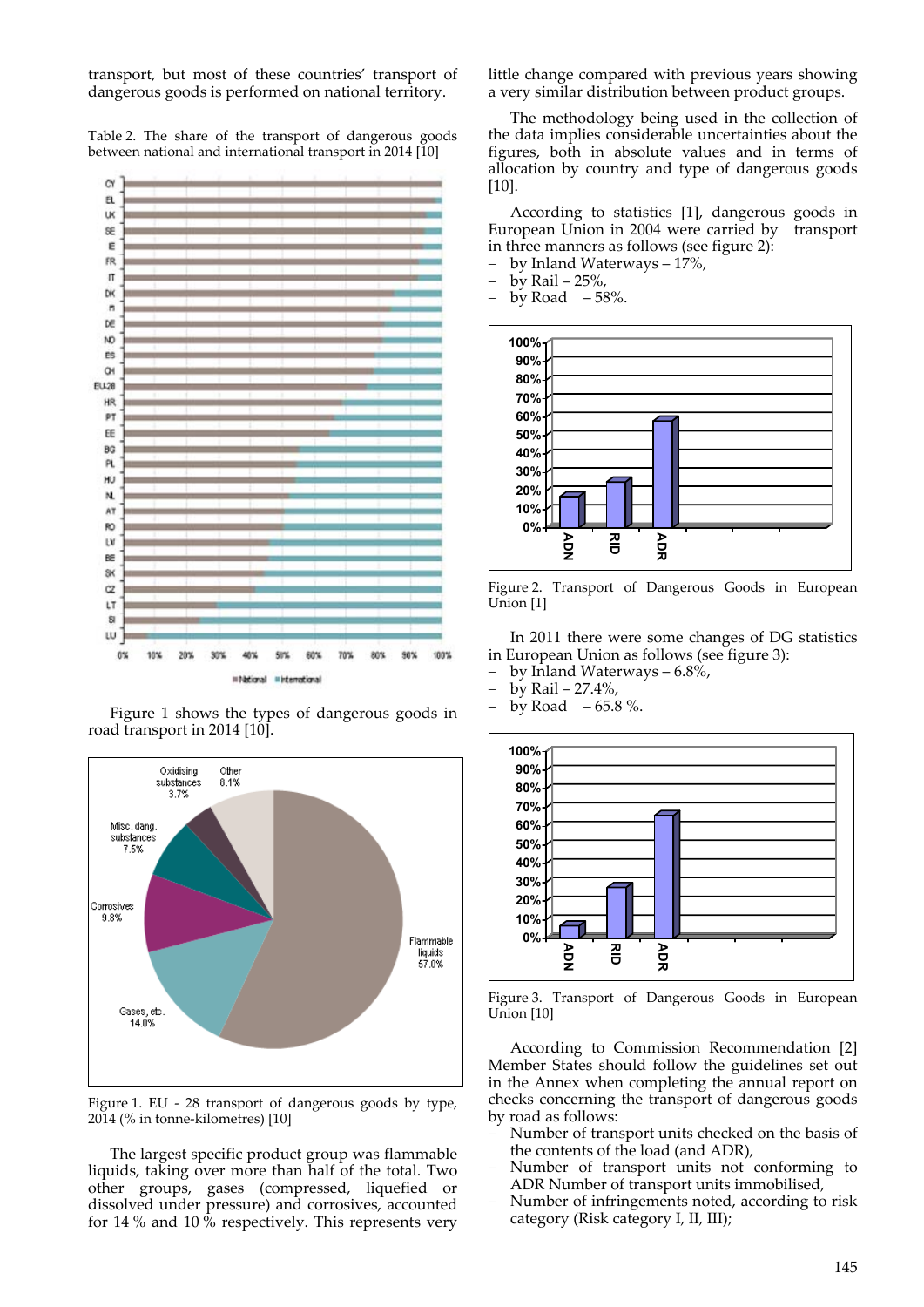transport, but most of these countries' transport of dangerous goods is performed on national territory.

Table 2. The share of the transport of dangerous goods between national and international transport in 2014 [10]

CY
EL
UK
SE
IE
FR
IT
DK
FI
DE
NO
ES
CH
EU-28
HR
PT
EE
BG
PL
HU
NL
AT
RO
LV
BE
SK
CZ
LT
SI
LU

0% 10% 20% 30% 40% 50% 60% 70% 80% 90% 100%

National International

Figure 1 shows the types of dangerous goods in road transport in 2014 [10].

Oxidising substances 3.7%
Other 8.1%
Misc. dang. substances 7.5%
Corrosives 9.8%
Flammable liquids 57.0%
Gases, etc. 14.0%

Figure 1. EU - 28 transport of dangerous goods by type, 2014 (% in tonne-kilometres) [10]

The largest specific product group was flammable liquids, taking over more than half of the total. Two other groups, gases (compressed, liquefied or dissolved under pressure) and corrosives, accounted for 14 % and 10 % respectively. This represents very little change compared with previous years showing a very similar distribution between product groups.

The methodology being used in the collection of the data implies considerable uncertainties about the figures, both in absolute values and in terms of allocation by country and type of dangerous goods [10].

According to statistics [1], dangerous goods in European Union in 2004 were carried by transport in three manners as follows (see figure 2):

- by Inland Waterways – 17%,
- by Rail – 25%,
- by Road – 58%.

100%
90%
80%
70%
60%
50%
40%
30%
20%
10%
0%
ADN
RID
ADR

Figure 2. Transport of Dangerous Goods in European Union [1]

In 2011 there were some changes of DG statistics in European Union as follows (see figure 3):

- by Inland Waterways – 6.8%,
- by Rail – 27.4%,
- by Road – 65.8 %.

100%
90%
80%
70%
60%
50%
40%
30%
20%
10%
0%
ADN
RID
ADR

Figure 3. Transport of Dangerous Goods in European Union [10]

According to Commission Recommendation [2] Member States should follow the guidelines set out in the Annex when completing the annual report on checks concerning the transport of dangerous goods by road as follows:

- Number of transport units checked on the basis of the contents of the load (and ADR),
- Number of transport units not conforming to ADR Number of transport units immobilised,
- Number of infringements noted, according to risk category (Risk category I, II, III);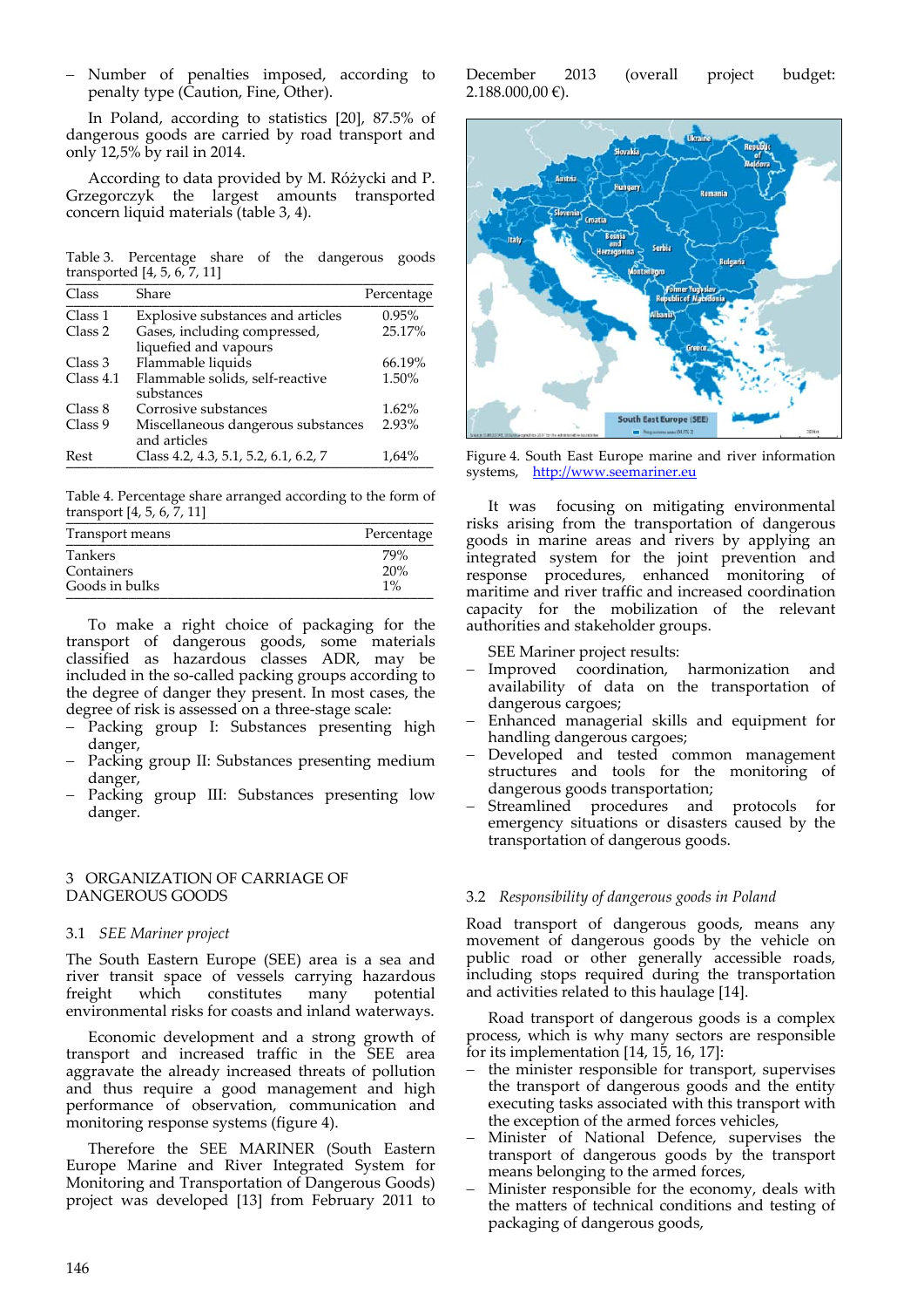- Number of penalties imposed, according to penalty type (Caution, Fine, Other).

In Poland, according to statistics [20], 87.5% of dangerous goods are carried by road transport and only 12,5% by rail in 2014.

According to data provided by M. Różycki and P. Grzegorczyk the largest amounts transported concern liquid materials (table 3, 4).

Table 3. Percentage share of the dangerous goods transported [4, 5, 6, 7, 11]

| Class | Share | Percentage |
|---|---|---|
| Class 1 | Explosive substances and articles | 0.95% |
| Class 2 | Gases, including compressed, liquefied and vapours | 25.17% |
| Class 3 | Flammable liquids | 66.19% |
| Class 4.1 | Flammable solids, self-reactive substances | 1.50% |
| Class 8 | Corrosive substances | 1.62% |
| Class 9 | Miscellaneous dangerous substances and articles | 2.93% |
| Rest | Class 4.2, 4.3, 5.1, 5.2, 6.1, 6.2, 7 | 1,64% |

Table 4. Percentage share arranged according to the form of transport [4, 5, 6, 7, 11]

| Transport means | Percentage |
|---|---|
| Tankers | 79% |
| Containers | 20% |
| Goods in bulks | 1% |

To make a right choice of packaging for the transport of dangerous goods, some materials classified as hazardous classes ADR, may be included in the so-called packing groups according to the degree of danger they present. In most cases, the degree of risk is assessed on a three-stage scale:

- Packing group I: Substances presenting high danger,
- Packing group II: Substances presenting medium danger,
- Packing group III: Substances presenting low danger.

## 3 ORGANIZATION OF CARRIAGE OF DANGEROUS GOODS

### 3.1 *SEE Mariner project*

The South Eastern Europe (SEE) area is a sea and river transit space of vessels carrying hazardous freight which constitutes many potential environmental risks for coasts and inland waterways.

Economic development and a strong growth of transport and increased traffic in the SEE area aggravate the already increased threats of pollution and thus require a good management and high performance of observation, communication and monitoring response systems (figure 4).

Therefore the SEE MARINER (South Eastern Europe Marine and River Integrated System for Monitoring and Transportation of Dangerous Goods) project was developed [13] from February 2011 to December 2013 (overall project budget: 2.188.000,00 €).

Figure 4. South East Europe marine and river information systems, http://www.seemariner.eu

It was focusing on mitigating environmental risks arising from the transportation of dangerous goods in marine areas and rivers by applying an integrated system for the joint prevention and response procedures, enhanced monitoring of maritime and river traffic and increased coordination capacity for the mobilization of the relevant authorities and stakeholder groups.

SEE Mariner project results:

- Improved coordination, harmonization and availability of data on the transportation of dangerous cargoes;
- Enhanced managerial skills and equipment for handling dangerous cargoes;
- Developed and tested common management structures and tools for the monitoring of dangerous goods transportation;
- Streamlined procedures and protocols for emergency situations or disasters caused by the transportation of dangerous goods.

### 3.2 *Responsibility of dangerous goods in Poland*

Road transport of dangerous goods, means any movement of dangerous goods by the vehicle on public road or other generally accessible roads, including stops required during the transportation and activities related to this haulage [14].

Road transport of dangerous goods is a complex process, which is why many sectors are responsible for its implementation [14, 15, 16, 17]:

- the minister responsible for transport, supervises the transport of dangerous goods and the entity executing tasks associated with this transport with the exception of the armed forces vehicles,
- Minister of National Defence, supervises the transport of dangerous goods by the transport means belonging to the armed forces,
- Minister responsible for the economy, deals with the matters of technical conditions and testing of packaging of dangerous goods,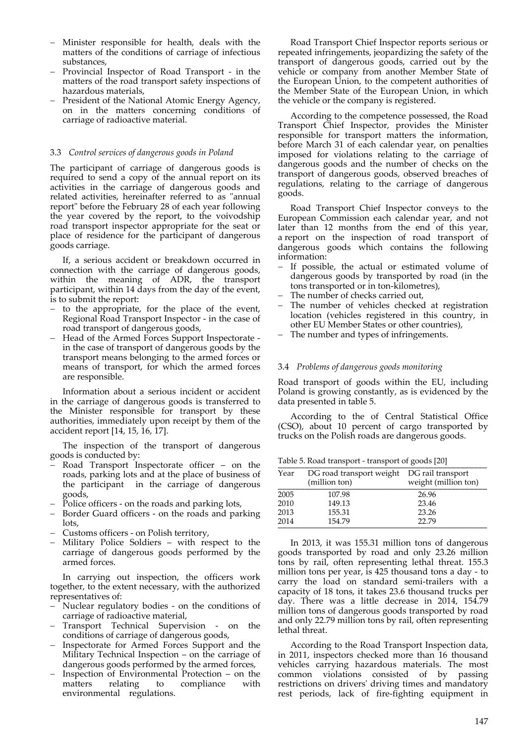- Minister responsible for health, deals with the matters of the conditions of carriage of infectious substances,
- Provincial Inspector of Road Transport - in the matters of the road transport safety inspections of hazardous materials,
- President of the National Atomic Energy Agency, on in the matters concerning conditions of carriage of radioactive material.

### 3.3 *Control services of dangerous goods in Poland*

The participant of carriage of dangerous goods is required to send a copy of the annual report on its activities in the carriage of dangerous goods and related activities, hereinafter referred to as "annual report" before the February 28 of each year following the year covered by the report, to the voivodship road transport inspector appropriate for the seat or place of residence for the participant of dangerous goods carriage.

If, a serious accident or breakdown occurred in connection with the carriage of dangerous goods, within the meaning of ADR, the transport participant, within 14 days from the day of the event, is to submit the report:

- to the appropriate, for the place of the event, Regional Road Transport Inspector - in the case of road transport of dangerous goods,
- Head of the Armed Forces Support Inspectorate - in the case of transport of dangerous goods by the transport means belonging to the armed forces or means of transport, for which the armed forces are responsible.

Information about a serious incident or accident in the carriage of dangerous goods is transferred to the Minister responsible for transport by these authorities, immediately upon receipt by them of the accident report [14, 15, 16, 17].

The inspection of the transport of dangerous goods is conducted by:

- Road Transport Inspectorate officer – on the roads, parking lots and at the place of business of the participant in the carriage of dangerous goods,
- Police officers - on the roads and parking lots,
- Border Guard officers - on the roads and parking lots,
- Customs officers - on Polish territory,
- Military Police Soldiers – with respect to the carriage of dangerous goods performed by the armed forces.

In carrying out inspection, the officers work together, to the extent necessary, with the authorized representatives of:

- Nuclear regulatory bodies - on the conditions of carriage of radioactive material,
- Transport Technical Supervision - on the conditions of carriage of dangerous goods,
- Inspectorate for Armed Forces Support and the Military Technical Inspection – on the carriage of dangerous goods performed by the armed forces,
- Inspection of Environmental Protection – on the matters relating to compliance with environmental regulations.

Road Transport Chief Inspector reports serious or repeated infringements, jeopardizing the safety of the transport of dangerous goods, carried out by the vehicle or company from another Member State of the European Union, to the competent authorities of the Member State of the European Union, in which the vehicle or the company is registered.

According to the competence possessed, the Road Transport Chief Inspector, provides the Minister responsible for transport matters the information, before March 31 of each calendar year, on penalties imposed for violations relating to the carriage of dangerous goods and the number of checks on the transport of dangerous goods, observed breaches of regulations, relating to the carriage of dangerous goods.

Road Transport Chief Inspector conveys to the European Commission each calendar year, and not later than 12 months from the end of this year, a report on the inspection of road transport of dangerous goods which contains the following information:

- If possible, the actual or estimated volume of dangerous goods by transported by road (in the tons transported or in ton-kilometres),
- The number of checks carried out,
- The number of vehicles checked at registration location (vehicles registered in this country, in other EU Member States or other countries),
- The number and types of infringements.

### 3.4 *Problems of dangerous goods monitoring*

Road transport of goods within the EU, including Poland is growing constantly, as is evidenced by the data presented in table 5.

According to the of Central Statistical Office (CSO), about 10 percent of cargo transported by trucks on the Polish roads are dangerous goods.

Table 5. Road transport - transport of goods [20]

| Year | DG road transport weight (million ton) | DG rail transport weight (million ton) |
|---|---|---|
| 2005 | 107.98 | 26.96 |
| 2010 | 149.13 | 23.46 |
| 2013 | 155.31 | 23.26 |
| 2014 | 154.79 | 22.79 |

In 2013, it was 155.31 million tons of dangerous goods transported by road and only 23.26 million tons by rail, often representing lethal threat. 155.3 million tons per year, is 425 thousand tons a day - to carry the load on standard semi-trailers with a capacity of 18 tons, it takes 23.6 thousand trucks per day. There was a little decrease in 2014, 154.79 million tons of dangerous goods transported by road and only 22.79 million tons by rail, often representing lethal threat.

According to the Road Transport Inspection data, in 2011, inspectors checked more than 16 thousand vehicles carrying hazardous materials. The most common violations consisted of by passing restrictions on drivers' driving times and mandatory rest periods, lack of fire-fighting equipment in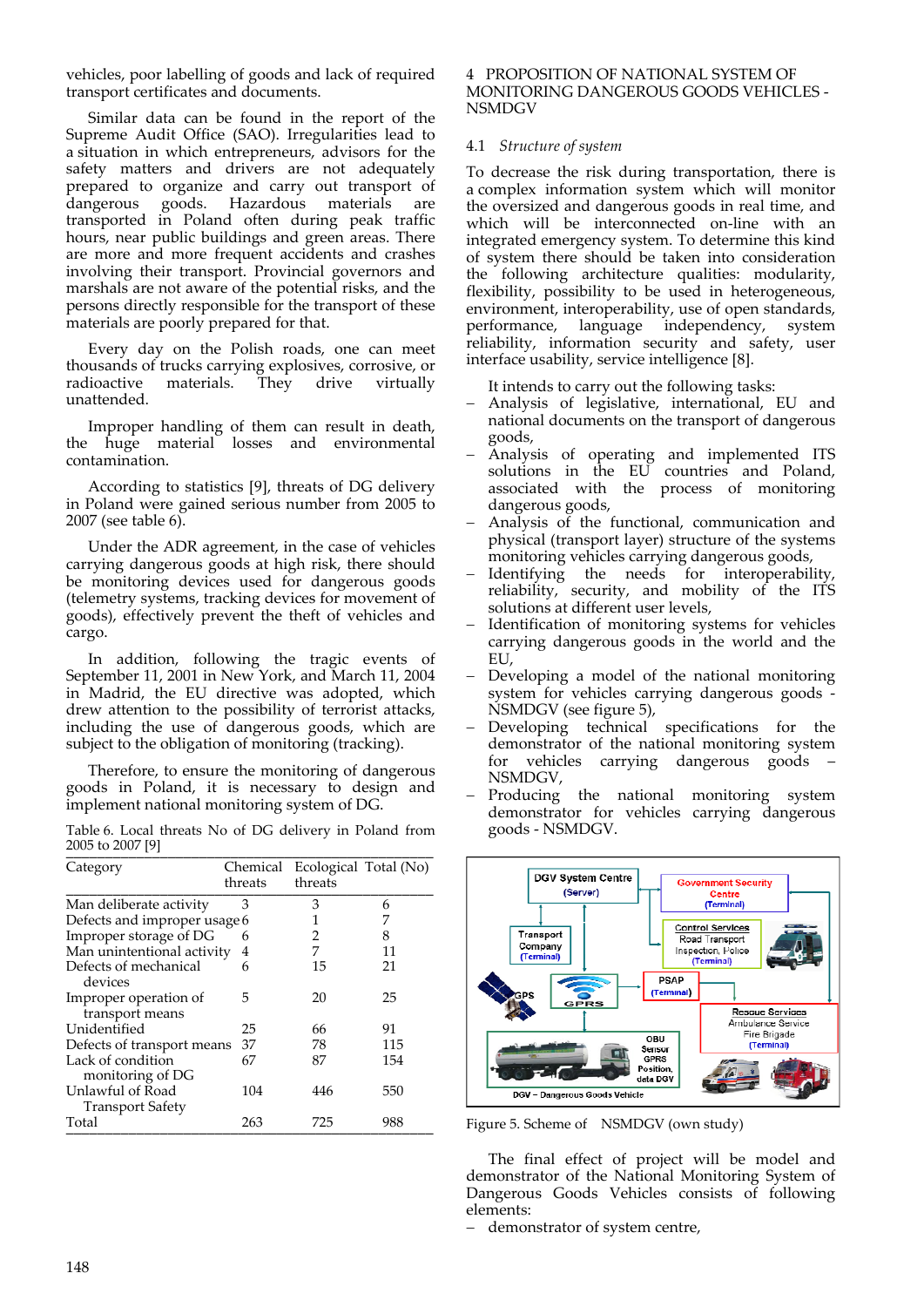vehicles, poor labelling of goods and lack of required transport certificates and documents.

Similar data can be found in the report of the Supreme Audit Office (SAO). Irregularities lead to a situation in which entrepreneurs, advisors for the safety matters and drivers are not adequately prepared to organize and carry out transport of dangerous goods. Hazardous materials are transported in Poland often during peak traffic hours, near public buildings and green areas. There are more and more frequent accidents and crashes involving their transport. Provincial governors and marshals are not aware of the potential risks, and the persons directly responsible for the transport of these materials are poorly prepared for that.

Every day on the Polish roads, one can meet thousands of trucks carrying explosives, corrosive, or radioactive materials. They drive virtually unattended.

Improper handling of them can result in death, the huge material losses and environmental contamination.

According to statistics [9], threats of DG delivery in Poland were gained serious number from 2005 to 2007 (see table 6).

Under the ADR agreement, in the case of vehicles carrying dangerous goods at high risk, there should be monitoring devices used for dangerous goods (telemetry systems, tracking devices for movement of goods), effectively prevent the theft of vehicles and cargo.

In addition, following the tragic events of September 11, 2001 in New York, and March 11, 2004 in Madrid, the EU directive was adopted, which drew attention to the possibility of terrorist attacks, including the use of dangerous goods, which are subject to the obligation of monitoring (tracking).

Therefore, to ensure the monitoring of dangerous goods in Poland, it is necessary to design and implement national monitoring system of DG.

Table 6. Local threats No of DG delivery in Poland from 2005 to 2007 [9]

| Category | Chemical threats | Ecological threats | Total (No) |
|---|---|---|---|
| Man deliberate activity | 3 | 3 | 6 |
| Defects and improper usage | 6 | 1 | 7 |
| Improper storage of DG | 6 | 2 | 8 |
| Man unintentional activity | 4 | 7 | 11 |
| Defects of mechanical devices | 6 | 15 | 21 |
| Improper operation of transport means | 5 | 20 | 25 |
| Unidentified | 25 | 66 | 91 |
| Defects of transport means | 37 | 78 | 115 |
| Lack of condition monitoring of DG | 67 | 87 | 154 |
| Unlawful of Road Transport Safety | 104 | 446 | 550 |
| Total | 263 | 725 | 988 |

## 4 PROPOSITION OF NATIONAL SYSTEM OF MONITORING DANGEROUS GOODS VEHICLES - NSMDGV

### 4.1 *Structure of system*

To decrease the risk during transportation, there is a complex information system which will monitor the oversized and dangerous goods in real time, and which will be interconnected on-line with an integrated emergency system. To determine this kind of system there should be taken into consideration the following architecture qualities: modularity, flexibility, possibility to be used in heterogeneous, environment, interoperability, use of open standards, performance, language independency, system reliability, information security and safety, user interface usability, service intelligence [8].

It intends to carry out the following tasks:

- Analysis of legislative, international, EU and national documents on the transport of dangerous goods,
- Analysis of operating and implemented ITS solutions in the EU countries and Poland, associated with the process of monitoring dangerous goods,
- Analysis of the functional, communication and physical (transport layer) structure of the systems monitoring vehicles carrying dangerous goods,
- Identifying the needs for interoperability, reliability, security, and mobility of the ITS solutions at different user levels,
- Identification of monitoring systems for vehicles carrying dangerous goods in the world and the EU,
- Developing a model of the national monitoring system for vehicles carrying dangerous goods - NSMDGV (see figure 5),
- Developing technical specifications for the demonstrator of the national monitoring system for vehicles carrying dangerous goods – NSMDGV,
- Producing the national monitoring system demonstrator for vehicles carrying dangerous goods - NSMDGV.

DGV System Centre (Server)
Government Security Centre (Terminal)
Transport Company (Terminal)
Control Services Road Transport Inspection, Police (Terminal)
GPS
GPRS
PSAP (Terminal)
Rescue Services Ambulance Service Fire Brigade (Terminal)
OBU Sensor GPRS Position, data DGV
DGV – Dangerous Goods Vehicle

Figure 5. Scheme of NSMDGV (own study)

The final effect of project will be model and demonstrator of the National Monitoring System of Dangerous Goods Vehicles consists of following elements:

- demonstrator of system centre,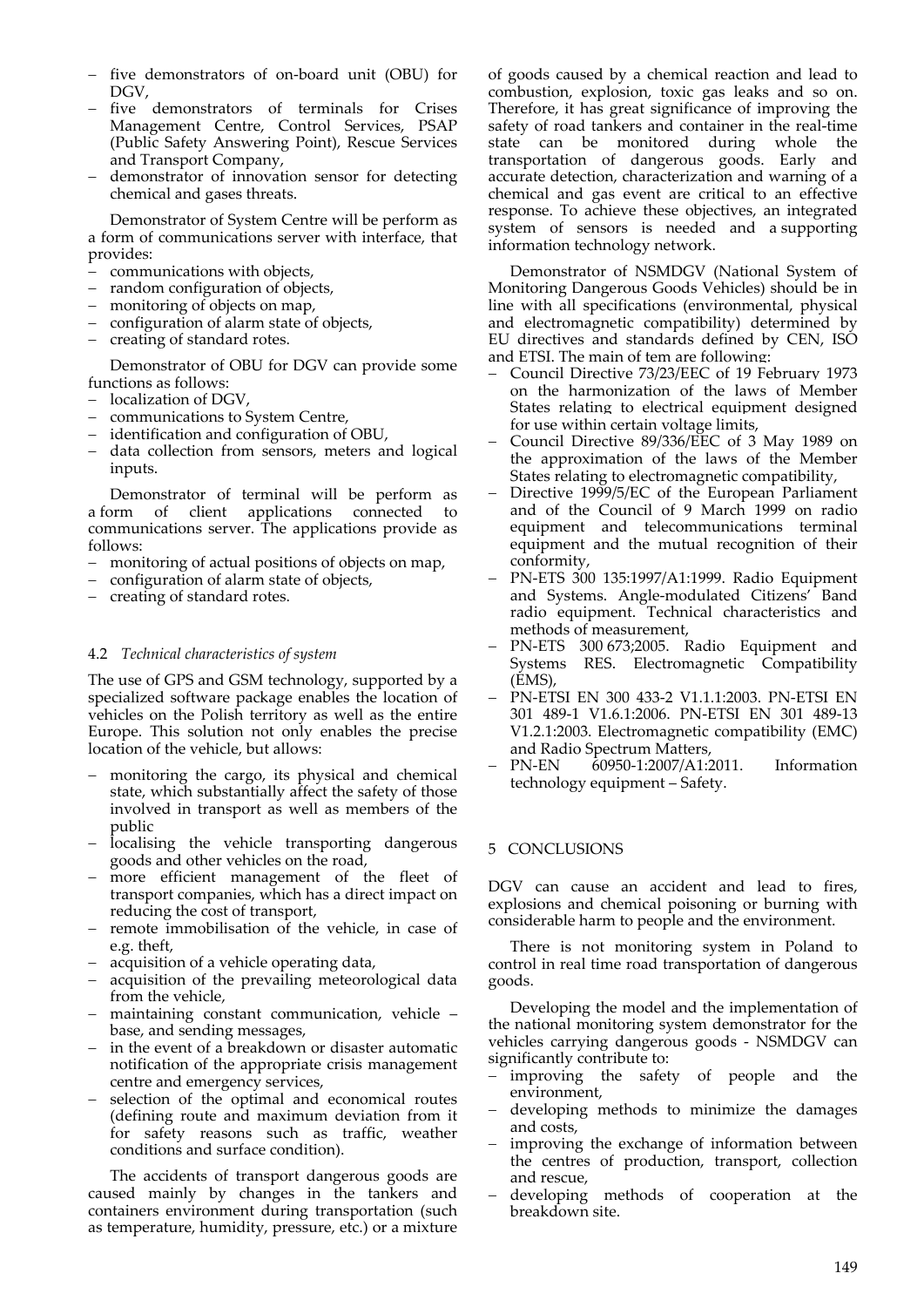- five demonstrators of on-board unit (OBU) for DGV,
- five demonstrators of terminals for Crises Management Centre, Control Services, PSAP (Public Safety Answering Point), Rescue Services and Transport Company,
- demonstrator of innovation sensor for detecting chemical and gases threats.

Demonstrator of System Centre will be perform as a form of communications server with interface, that provides:

- communications with objects,
- random configuration of objects,
- monitoring of objects on map,
- configuration of alarm state of objects,
- creating of standard rotes.

Demonstrator of OBU for DGV can provide some functions as follows:

- localization of DGV,
- communications to System Centre,
- identification and configuration of OBU,
- data collection from sensors, meters and logical inputs.

Demonstrator of terminal will be perform as a form of client applications connected to communications server. The applications provide as follows:

- monitoring of actual positions of objects on map,
- configuration of alarm state of objects,
- creating of standard rotes.

### 4.2 *Technical characteristics of system*

The use of GPS and GSM technology, supported by a specialized software package enables the location of vehicles on the Polish territory as well as the entire Europe. This solution not only enables the precise location of the vehicle, but allows:

- monitoring the cargo, its physical and chemical state, which substantially affect the safety of those involved in transport as well as members of the public
- localising the vehicle transporting dangerous goods and other vehicles on the road,
- more efficient management of the fleet of transport companies, which has a direct impact on reducing the cost of transport,
- remote immobilisation of the vehicle, in case of e.g. theft,
- acquisition of a vehicle operating data,
- acquisition of the prevailing meteorological data from the vehicle,
- maintaining constant communication, vehicle – base, and sending messages,
- in the event of a breakdown or disaster automatic notification of the appropriate crisis management centre and emergency services,
- selection of the optimal and economical routes (defining route and maximum deviation from it for safety reasons such as traffic, weather conditions and surface condition).

The accidents of transport dangerous goods are caused mainly by changes in the tankers and containers environment during transportation (such as temperature, humidity, pressure, etc.) or a mixture of goods caused by a chemical reaction and lead to combustion, explosion, toxic gas leaks and so on. Therefore, it has great significance of improving the safety of road tankers and container in the real-time state can be monitored during whole the transportation of dangerous goods. Early and accurate detection, characterization and warning of a chemical and gas event are critical to an effective response. To achieve these objectives, an integrated system of sensors is needed and a supporting information technology network.

Demonstrator of NSMDGV (National System of Monitoring Dangerous Goods Vehicles) should be in line with all specifications (environmental, physical and electromagnetic compatibility) determined by EU directives and standards defined by CEN, ISO and ETSI. The main of tem are following:

- Council Directive 73/23/EEC of 19 February 1973 on the harmonization of the laws of Member States relating to electrical equipment designed for use within certain voltage limits,
- Council Directive 89/336/EEC of 3 May 1989 on the approximation of the laws of the Member States relating to electromagnetic compatibility,
- Directive 1999/5/EC of the European Parliament and of the Council of 9 March 1999 on radio equipment and telecommunications terminal equipment and the mutual recognition of their conformity,
- PN-ETS 300 135:1997/A1:1999. Radio Equipment and Systems. Angle-modulated Citizens' Band radio equipment. Technical characteristics and methods of measurement,
- PN-ETS 300 673;2005. Radio Equipment and Systems RES. Electromagnetic Compatibility (EMS),
- PN-ETSI EN 300 433-2 V1.1.1:2003. PN-ETSI EN 301 489-1 V1.6.1:2006. PN-ETSI EN 301 489-13 V1.2.1:2003. Electromagnetic compatibility (EMC) and Radio Spectrum Matters,
- PN-EN 60950-1:2007/A1:2011. Information technology equipment – Safety.

## 5 CONCLUSIONS

DGV can cause an accident and lead to fires, explosions and chemical poisoning or burning with considerable harm to people and the environment.

There is not monitoring system in Poland to control in real time road transportation of dangerous goods.

Developing the model and the implementation of the national monitoring system demonstrator for the vehicles carrying dangerous goods - NSMDGV can significantly contribute to:

- improving the safety of people and the environment,
- developing methods to minimize the damages and costs,
- improving the exchange of information between the centres of production, transport, collection and rescue,
- developing methods of cooperation at the breakdown site.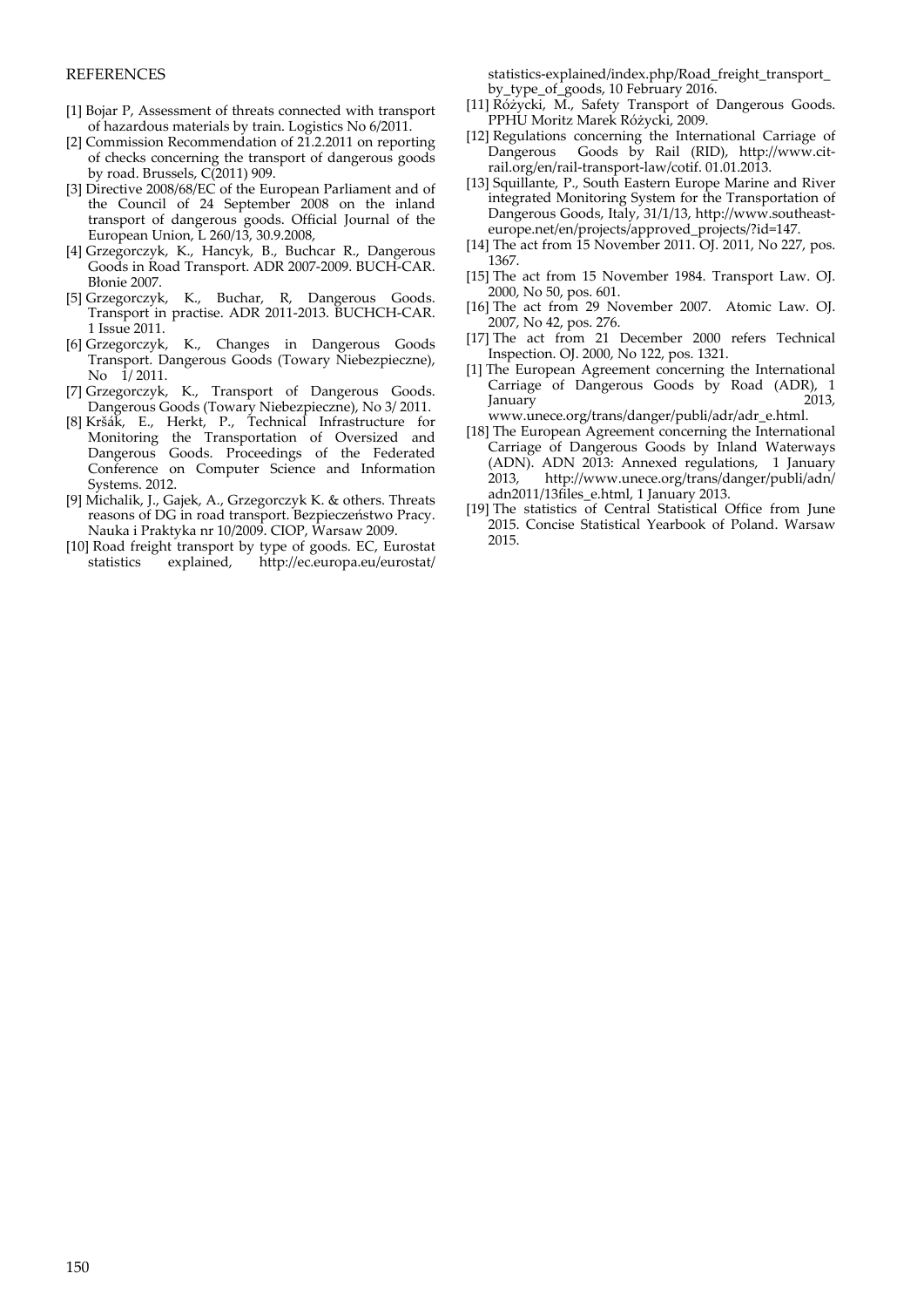REFERENCES

[1] Bojar P, Assessment of threats connected with transport of hazardous materials by train. Logistics No 6/2011.

[2] Commission Recommendation of 21.2.2011 on reporting of checks concerning the transport of dangerous goods by road. Brussels, C(2011) 909.

[3] Directive 2008/68/EC of the European Parliament and of the Council of 24 September 2008 on the inland transport of dangerous goods. Official Journal of the European Union, L 260/13, 30.9.2008,

[4] Grzegorczyk, K., Hancyk, B., Buchcar R., Dangerous Goods in Road Transport. ADR 2007-2009. BUCH-CAR. Błonie 2007.

[5] Grzegorczyk, K., Buchar, R, Dangerous Goods. Transport in practise. ADR 2011-2013. BUCHCH-CAR. 1 Issue 2011.

[6] Grzegorczyk, K., Changes in Dangerous Goods Transport. Dangerous Goods (Towary Niebezpieczne), No 1/ 2011.

[7] Grzegorczyk, K., Transport of Dangerous Goods. Dangerous Goods (Towary Niebezpieczne), No 3/ 2011.

[8] Kršák, E., Herkt, P., Technical Infrastructure for Monitoring the Transportation of Oversized and Dangerous Goods. Proceedings of the Federated Conference on Computer Science and Information Systems. 2012.

[9] Michalik, J., Gajek, A., Grzegorczyk K. & others. Threats reasons of DG in road transport. Bezpieczeństwo Pracy. Nauka i Praktyka nr 10/2009. CIOP, Warsaw 2009.

[10] Road freight transport by type of goods. EC, Eurostat statistics explained, http://ec.europa.eu/eurostat/statistics-explained/index.php/Road_freight_transport_by_type_of_goods, 10 February 2016.

[11] Różycki, M., Safety Transport of Dangerous Goods. PPHU Moritz Marek Różycki, 2009.

[12] Regulations concerning the International Carriage of Dangerous Goods by Rail (RID), http://www.cit-rail.org/en/rail-transport-law/cotif. 01.01.2013.

[13] Squillante, P., South Eastern Europe Marine and River integrated Monitoring System for the Transportation of Dangerous Goods, Italy, 31/1/13, http://www.southeast-europe.net/en/projects/approved_projects/?id=147.

[14] The act from 15 November 2011. OJ. 2011, No 227, pos. 1367.

[15] The act from 15 November 1984. Transport Law. OJ. 2000, No 50, pos. 601.

[16] The act from 29 November 2007. Atomic Law. OJ. 2007, No 42, pos. 276.

[17] The act from 21 December 2000 refers Technical Inspection. OJ. 2000, No 122, pos. 1321.

[1] The European Agreement concerning the International Carriage of Dangerous Goods by Road (ADR), 1 January 2013, www.unece.org/trans/danger/publi/adr/adr_e.html.

[18] The European Agreement concerning the International Carriage of Dangerous Goods by Inland Waterways (ADN). ADN 2013: Annexed regulations, 1 January 2013, http://www.unece.org/trans/danger/publi/adn/adn2011/13files_e.html, 1 January 2013.

[19] The statistics of Central Statistical Office from June 2015. Concise Statistical Yearbook of Poland. Warsaw 2015.